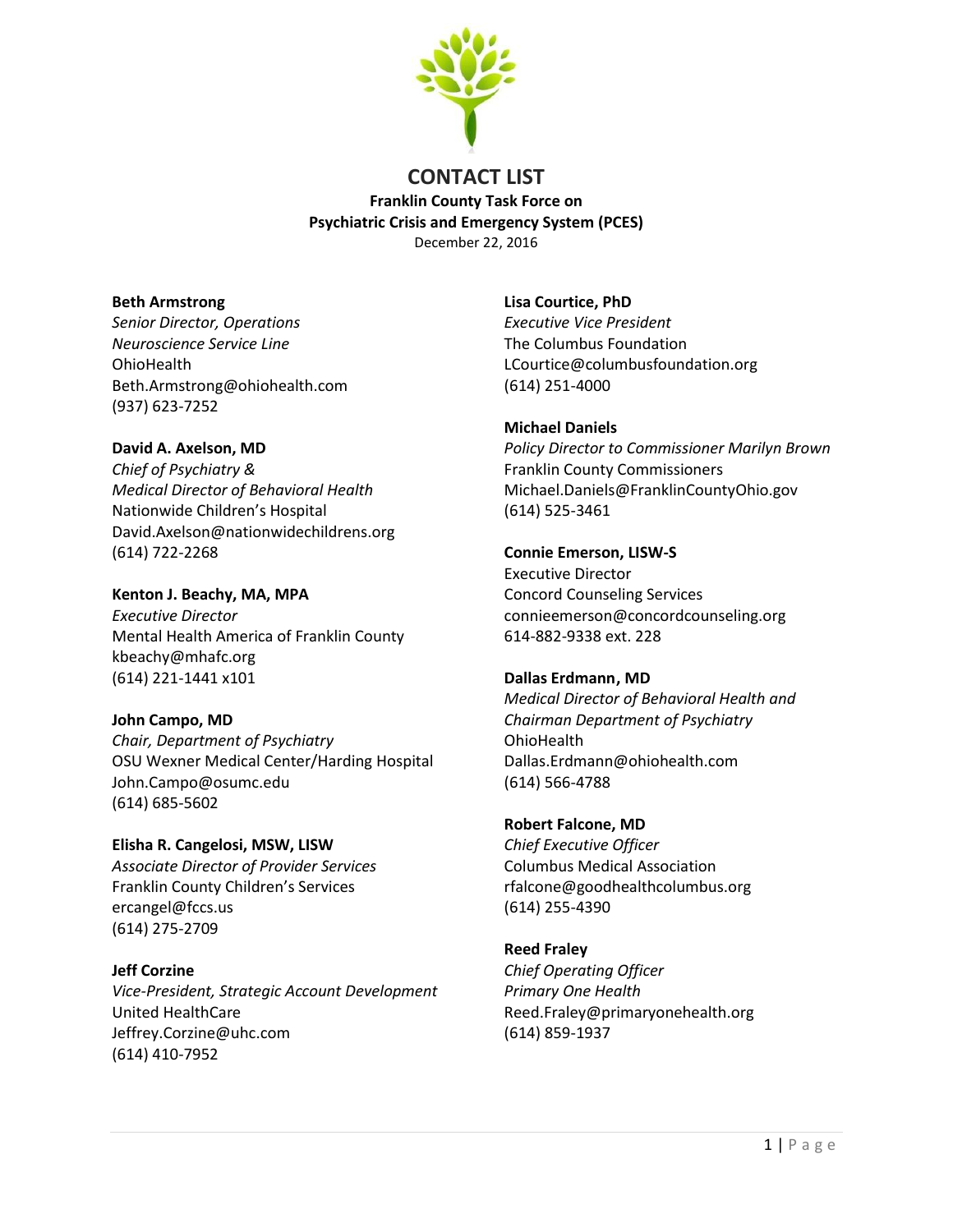# CONTACT LIST

**Franklin County Task Force on**
**Psychiatric Crisis and Emergency System (PCES)**
December 22, 2016

**Beth Armstrong**
*Senior Director, Operations*
*Neuroscience Service Line*
OhioHealth
Beth.Armstrong@ohiohealth.com
(937) 623-7252

**David A. Axelson, MD**
*Chief of Psychiatry &*
*Medical Director of Behavioral Health*
Nationwide Children's Hospital
David.Axelson@nationwidechildrens.org
(614) 722-2268

**Kenton J. Beachy, MA, MPA**
*Executive Director*
Mental Health America of Franklin County
kbeachy@mhafc.org
(614) 221-1441 x101

**John Campo, MD**
*Chair, Department of Psychiatry*
OSU Wexner Medical Center/Harding Hospital
John.Campo@osumc.edu
(614) 685-5602

**Elisha R. Cangelosi, MSW, LISW**
*Associate Director of Provider Services*
Franklin County Children's Services
ercangel@fccs.us
(614) 275-2709

**Jeff Corzine**
*Vice-President, Strategic Account Development*
United HealthCare
Jeffrey.Corzine@uhc.com
(614) 410-7952

**Lisa Courtice, PhD**
*Executive Vice President*
The Columbus Foundation
LCourtice@columbusfoundation.org
(614) 251-4000

**Michael Daniels**
*Policy Director to Commissioner Marilyn Brown*
Franklin County Commissioners
Michael.Daniels@FranklinCountyOhio.gov
(614) 525-3461

**Connie Emerson, LISW-S**
Executive Director
Concord Counseling Services
connieemerson@concordcounseling.org
614-882-9338 ext. 228

**Dallas Erdmann, MD**
*Medical Director of Behavioral Health and*
*Chairman Department of Psychiatry*
OhioHealth
Dallas.Erdmann@ohiohealth.com
(614) 566-4788

**Robert Falcone, MD**
*Chief Executive Officer*
Columbus Medical Association
rfalcone@goodhealthcolumbus.org
(614) 255-4390

**Reed Fraley**
*Chief Operating Officer*
*Primary One Health*
Reed.Fraley@primaryonehealth.org
(614) 859-1937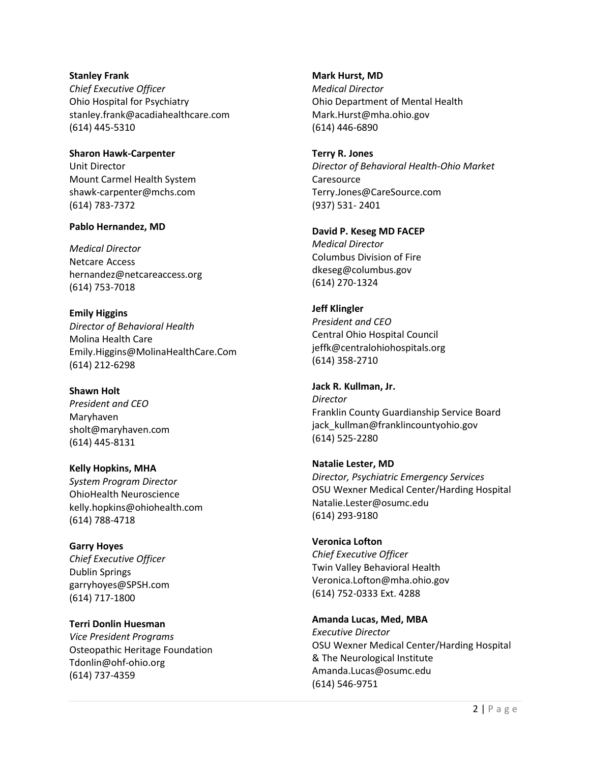**Stanley Frank**
*Chief Executive Officer*
Ohio Hospital for Psychiatry
stanley.frank@acadiahealthcare.com
(614) 445-5310

**Sharon Hawk-Carpenter**
Unit Director
Mount Carmel Health System
shawk-carpenter@mchs.com
(614) 783-7372

**Pablo Hernandez, MD**

*Medical Director*
Netcare Access
hernandez@netcareaccess.org
(614) 753-7018

**Emily Higgins**
*Director of Behavioral Health*
Molina Health Care
Emily.Higgins@MolinaHealthCare.Com
(614) 212-6298

**Shawn Holt**
*President and CEO*
Maryhaven
sholt@maryhaven.com
(614) 445-8131

**Kelly Hopkins, MHA**
*System Program Director*
OhioHealth Neuroscience
kelly.hopkins@ohiohealth.com
(614) 788-4718

**Garry Hoyes**
*Chief Executive Officer*
Dublin Springs
garryhoyes@SPSH.com
(614) 717-1800

**Terri Donlin Huesman**
*Vice President Programs*
Osteopathic Heritage Foundation
Tdonlin@ohf-ohio.org
(614) 737-4359

**Mark Hurst, MD**
*Medical Director*
Ohio Department of Mental Health
Mark.Hurst@mha.ohio.gov
(614) 446-6890

**Terry R. Jones**
*Director of Behavioral Health-Ohio Market*
Caresource
Terry.Jones@CareSource.com
(937) 531- 2401

**David P. Keseg MD FACEP**
*Medical Director*
Columbus Division of Fire
dkeseg@columbus.gov
(614) 270-1324

**Jeff Klingler**
*President and CEO*
Central Ohio Hospital Council
jeffk@centralohiohospitals.org
(614) 358-2710

**Jack R. Kullman, Jr.**
*Director*
Franklin County Guardianship Service Board
jack_kullman@franklincountyohio.gov
(614) 525-2280

**Natalie Lester, MD**
*Director, Psychiatric Emergency Services*
OSU Wexner Medical Center/Harding Hospital
Natalie.Lester@osumc.edu
(614) 293-9180

**Veronica Lofton**
*Chief Executive Officer*
Twin Valley Behavioral Health
Veronica.Lofton@mha.ohio.gov
(614) 752-0333 Ext. 4288

**Amanda Lucas, Med, MBA**
*Executive Director*
OSU Wexner Medical Center/Harding Hospital & The Neurological Institute
Amanda.Lucas@osumc.edu
(614) 546-9751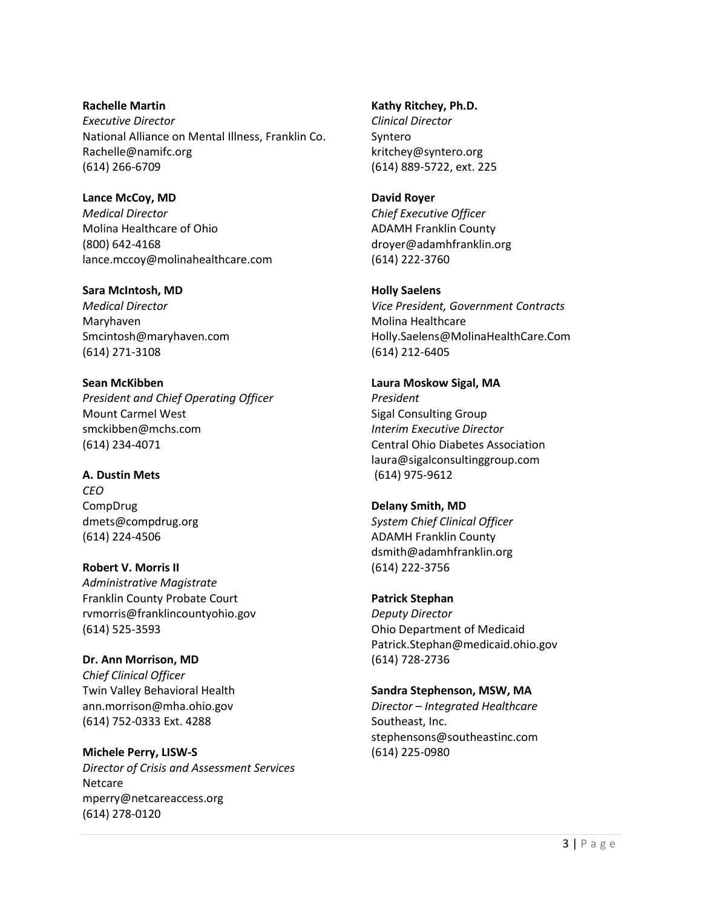**Rachelle Martin**
*Executive Director*
National Alliance on Mental Illness, Franklin Co.
Rachelle@namifc.org
(614) 266-6709

**Lance McCoy, MD**
*Medical Director*
Molina Healthcare of Ohio
(800) 642-4168
lance.mccoy@molinahealthcare.com

**Sara McIntosh, MD**
*Medical Director*
Maryhaven
Smcintosh@maryhaven.com
(614) 271-3108

**Sean McKibben**
*President and Chief Operating Officer*
Mount Carmel West
smckibben@mchs.com
(614) 234-4071

**A. Dustin Mets**
*CEO*
CompDrug
dmets@compdrug.org
(614) 224-4506

**Robert V. Morris II**
*Administrative Magistrate*
Franklin County Probate Court
rvmorris@franklincountyohio.gov
(614) 525-3593

**Dr. Ann Morrison, MD**
*Chief Clinical Officer*
Twin Valley Behavioral Health
ann.morrison@mha.ohio.gov
(614) 752-0333 Ext. 4288

**Michele Perry, LISW-S**
*Director of Crisis and Assessment Services*
Netcare
mperry@netcareaccess.org
(614) 278-0120

**Kathy Ritchey, Ph.D.**
*Clinical Director*
Syntero
kritchey@syntero.org
(614) 889-5722, ext. 225

**David Royer**
*Chief Executive Officer*
ADAMH Franklin County
droyer@adamhfranklin.org
(614) 222-3760

**Holly Saelens**
*Vice President, Government Contracts*
Molina Healthcare
Holly.Saelens@MolinaHealthCare.Com
(614) 212-6405

**Laura Moskow Sigal, MA**
*President*
Sigal Consulting Group
*Interim Executive Director*
Central Ohio Diabetes Association
laura@sigalconsultinggroup.com
(614) 975-9612

**Delany Smith, MD**
*System Chief Clinical Officer*
ADAMH Franklin County
dsmith@adamhfranklin.org
(614) 222-3756

**Patrick Stephan**
*Deputy Director*
Ohio Department of Medicaid
Patrick.Stephan@medicaid.ohio.gov
(614) 728-2736

**Sandra Stephenson, MSW, MA**
*Director – Integrated Healthcare*
Southeast, Inc.
stephensons@southeastinc.com
(614) 225-0980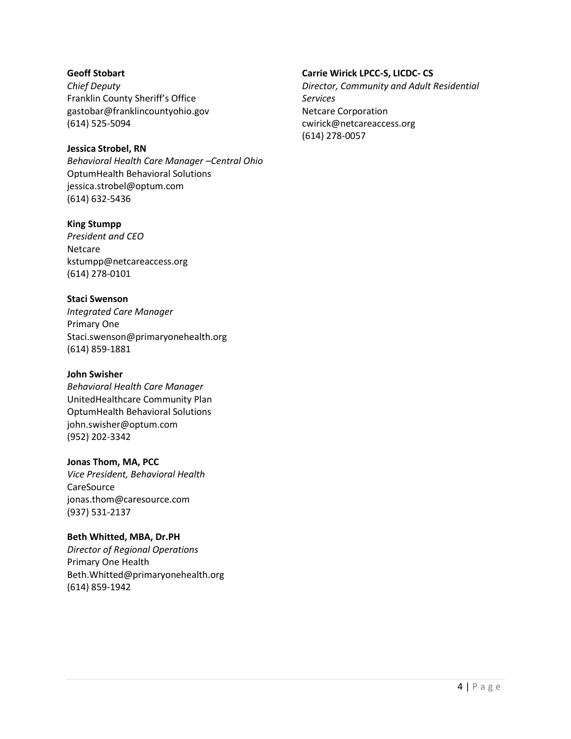**Geoff Stobart**
*Chief Deputy*
Franklin County Sheriff's Office
gastobar@franklincountyohio.gov
(614) 525-5094

**Jessica Strobel, RN**
*Behavioral Health Care Manager –Central Ohio*
OptumHealth Behavioral Solutions
jessica.strobel@optum.com
(614) 632-5436

**King Stumpp**
*President and CEO*
Netcare
kstumpp@netcareaccess.org
(614) 278-0101

**Staci Swenson**
*Integrated Care Manager*
Primary One
Staci.swenson@primaryonehealth.org
(614) 859-1881

**John Swisher**
*Behavioral Health Care Manager*
UnitedHealthcare Community Plan
OptumHealth Behavioral Solutions
john.swisher@optum.com
(952) 202-3342

**Jonas Thom, MA, PCC**
*Vice President, Behavioral Health*
CareSource
jonas.thom@caresource.com
(937) 531-2137

**Beth Whitted, MBA, Dr.PH**
*Director of Regional Operations*
Primary One Health
Beth.Whitted@primaryonehealth.org
(614) 859-1942

**Carrie Wirick LPCC-S, LICDC- CS**
*Director, Community and Adult Residential Services*
Netcare Corporation
cwirick@netcareaccess.org
(614) 278-0057